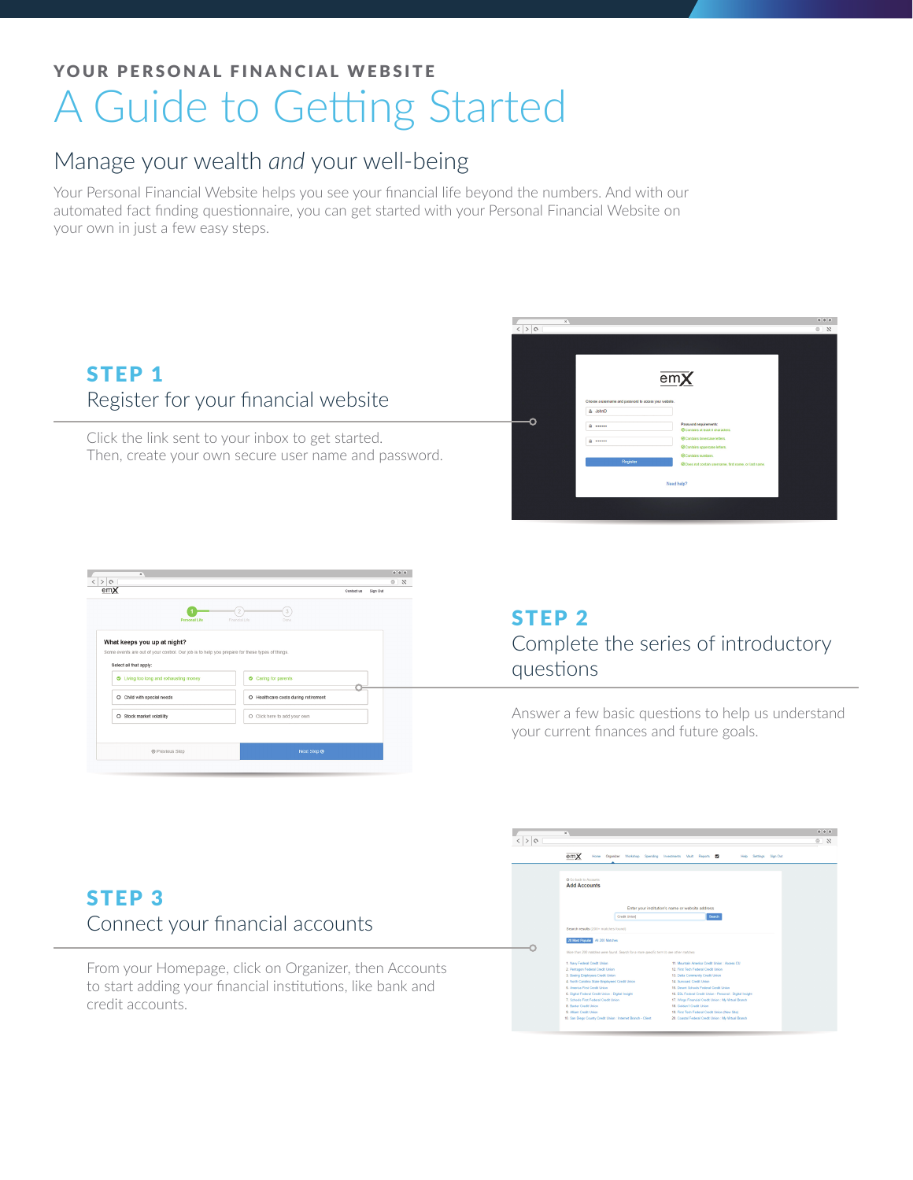YOUR PERSONAL FINANCIAL WEBSITE

# A Guide to Getting Started

## Manage your wealth *and* your well-being

Your Personal Financial Website helps you see your financial life beyond the numbers. And with our automated fact finding questionnaire, you can get started with your Personal Financial Website on your own in just a few easy steps.

### STEP 1

Register for your financial website

Click the link sent to your inbox to get started. Then, create your own secure user name and password.

### STEP 2

Complete the series of introductory questions

Answer a few basic questions to help us understand your current finances and future goals.

### STEP 3

Connect your financial accounts

From your Homepage, click on Organizer, then Accounts to start adding your financial institutions, like bank and credit accounts.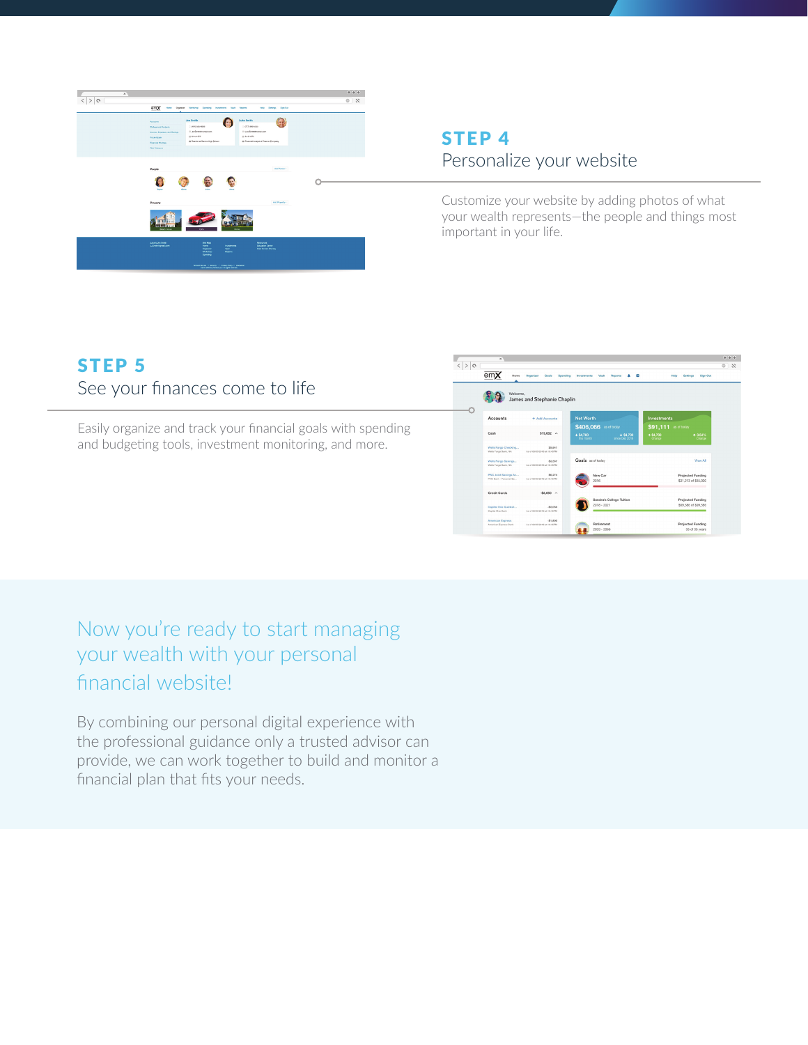## STEP 4

Personalize your website

Customize your website by adding photos of what your wealth represents—the people and things most important in your life.

## STEP 5

See your finances come to life

Easily organize and track your financial goals with spending and budgeting tools, investment monitoring, and more.

## Now you're ready to start managing your wealth with your personal financial website!

By combining our personal digital experience with the professional guidance only a trusted advisor can provide, we can work together to build and monitor a financial plan that fits your needs.